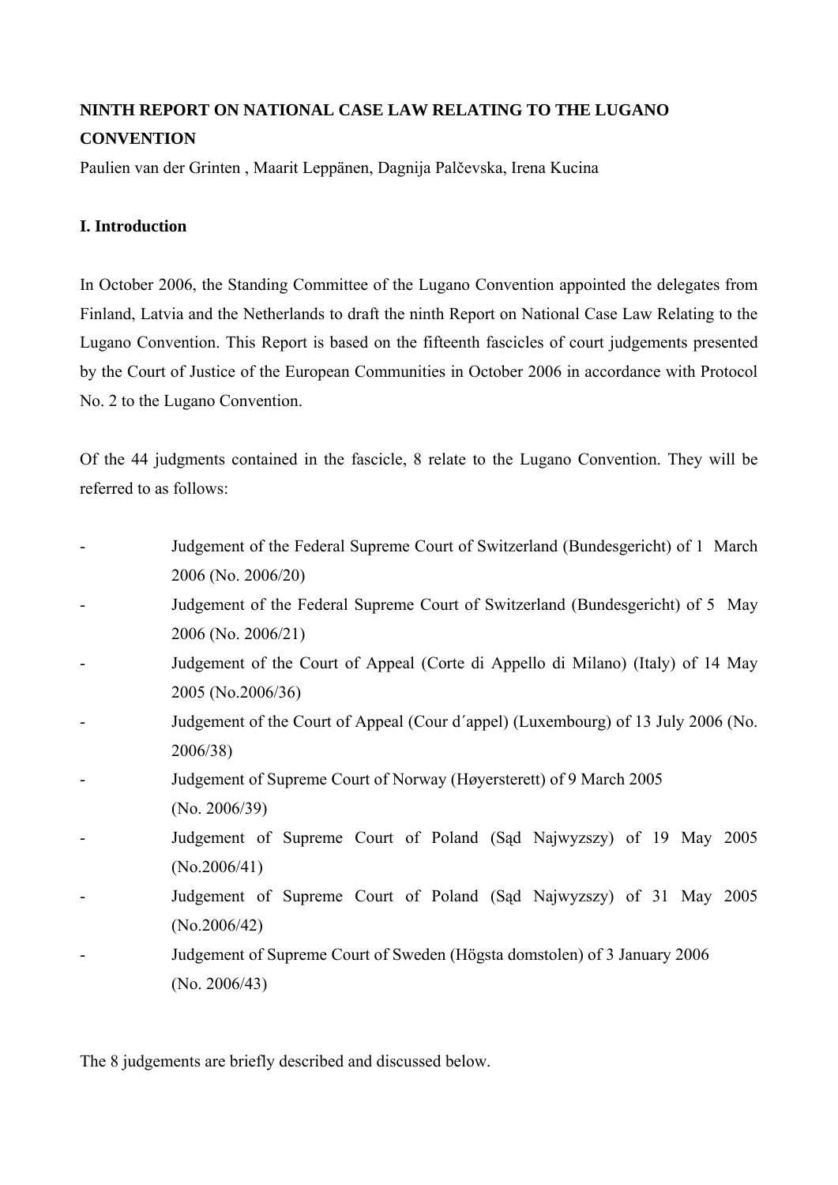**NINTH REPORT ON NATIONAL CASE LAW RELATING TO THE LUGANO CONVENTION**

Paulien van der Grinten , Maarit Leppänen, Dagnija Palčevska, Irena Kucina

**I. Introduction**

In October 2006, the Standing Committee of the Lugano Convention appointed the delegates from Finland, Latvia and the Netherlands to draft the ninth Report on National Case Law Relating to the Lugano Convention. This Report is based on the fifteenth fascicles of court judgements presented by the Court of Justice of the European Communities in October 2006 in accordance with Protocol No. 2 to the Lugano Convention.

Of the 44 judgments contained in the fascicle, 8 relate to the Lugano Convention. They will be referred to as follows:

- Judgement of the Federal Supreme Court of Switzerland (Bundesgericht) of 1 March 2006 (No. 2006/20)
- Judgement of the Federal Supreme Court of Switzerland (Bundesgericht) of 5 May 2006 (No. 2006/21)
- Judgement of the Court of Appeal (Corte di Appello di Milano) (Italy) of 14 May 2005 (No.2006/36)
- Judgement of the Court of Appeal (Cour d´appel) (Luxembourg) of 13 July 2006 (No. 2006/38)
- Judgement of Supreme Court of Norway (Høyersterett) of 9 March 2005 (No. 2006/39)
- Judgement of Supreme Court of Poland (Sąd Najwyzszy) of 19 May 2005 (No.2006/41)
- Judgement of Supreme Court of Poland (Sąd Najwyzszy) of 31 May 2005 (No.2006/42)
- Judgement of Supreme Court of Sweden (Högsta domstolen) of 3 January 2006 (No. 2006/43)

The 8 judgements are briefly described and discussed below.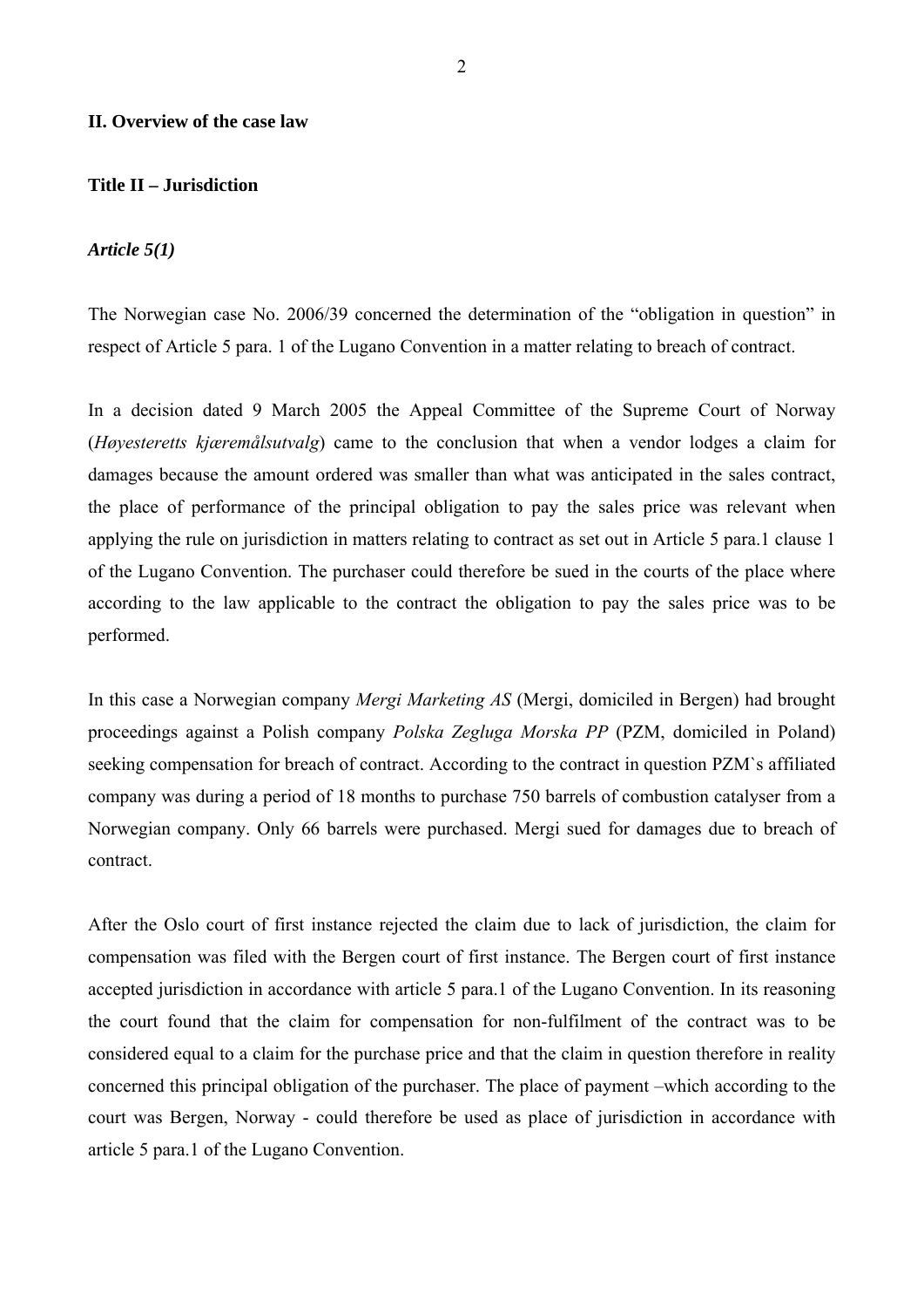## II. Overview of the case law

### Title II – Jurisdiction

#### *Article 5(1)*

The Norwegian case No. 2006/39 concerned the determination of the "obligation in question" in respect of Article 5 para. 1 of the Lugano Convention in a matter relating to breach of contract.

In a decision dated 9 March 2005 the Appeal Committee of the Supreme Court of Norway (*Høyesteretts kjæremålsutvalg*) came to the conclusion that when a vendor lodges a claim for damages because the amount ordered was smaller than what was anticipated in the sales contract, the place of performance of the principal obligation to pay the sales price was relevant when applying the rule on jurisdiction in matters relating to contract as set out in Article 5 para.1 clause 1 of the Lugano Convention. The purchaser could therefore be sued in the courts of the place where according to the law applicable to the contract the obligation to pay the sales price was to be performed.

In this case a Norwegian company *Mergi Marketing AS* (Mergi, domiciled in Bergen) had brought proceedings against a Polish company *Polska Zegluga Morska PP* (PZM, domiciled in Poland) seeking compensation for breach of contract. According to the contract in question PZM`s affiliated company was during a period of 18 months to purchase 750 barrels of combustion catalyser from a Norwegian company. Only 66 barrels were purchased. Mergi sued for damages due to breach of contract.

After the Oslo court of first instance rejected the claim due to lack of jurisdiction, the claim for compensation was filed with the Bergen court of first instance. The Bergen court of first instance accepted jurisdiction in accordance with article 5 para.1 of the Lugano Convention. In its reasoning the court found that the claim for compensation for non-fulfilment of the contract was to be considered equal to a claim for the purchase price and that the claim in question therefore in reality concerned this principal obligation of the purchaser. The place of payment –which according to the court was Bergen, Norway - could therefore be used as place of jurisdiction in accordance with article 5 para.1 of the Lugano Convention.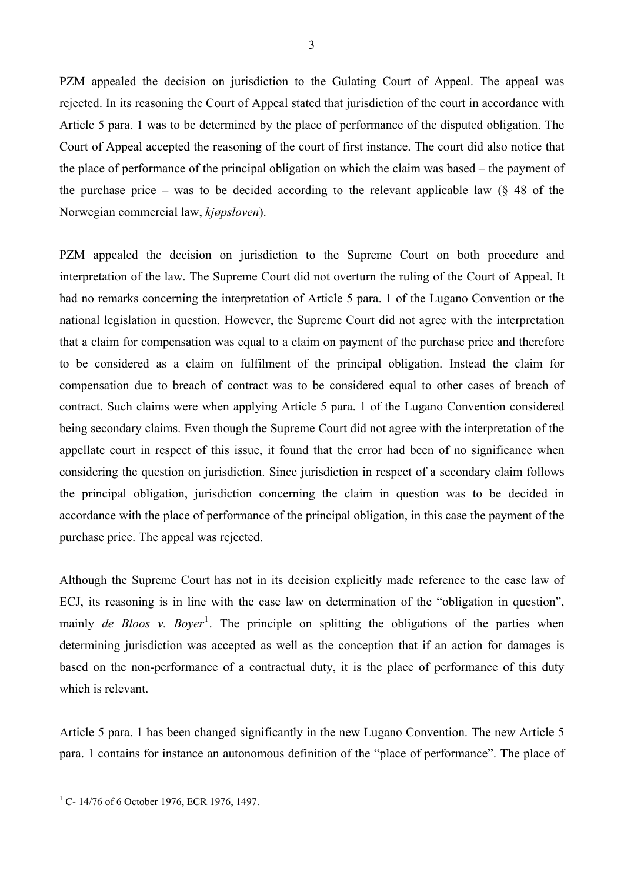PZM appealed the decision on jurisdiction to the Gulating Court of Appeal. The appeal was rejected. In its reasoning the Court of Appeal stated that jurisdiction of the court in accordance with Article 5 para. 1 was to be determined by the place of performance of the disputed obligation. The Court of Appeal accepted the reasoning of the court of first instance. The court did also notice that the place of performance of the principal obligation on which the claim was based – the payment of the purchase price – was to be decided according to the relevant applicable law (§ 48 of the Norwegian commercial law, *kjøpsloven*).

PZM appealed the decision on jurisdiction to the Supreme Court on both procedure and interpretation of the law. The Supreme Court did not overturn the ruling of the Court of Appeal. It had no remarks concerning the interpretation of Article 5 para. 1 of the Lugano Convention or the national legislation in question. However, the Supreme Court did not agree with the interpretation that a claim for compensation was equal to a claim on payment of the purchase price and therefore to be considered as a claim on fulfilment of the principal obligation. Instead the claim for compensation due to breach of contract was to be considered equal to other cases of breach of contract. Such claims were when applying Article 5 para. 1 of the Lugano Convention considered being secondary claims. Even though the Supreme Court did not agree with the interpretation of the appellate court in respect of this issue, it found that the error had been of no significance when considering the question on jurisdiction. Since jurisdiction in respect of a secondary claim follows the principal obligation, jurisdiction concerning the claim in question was to be decided in accordance with the place of performance of the principal obligation, in this case the payment of the purchase price. The appeal was rejected.

Although the Supreme Court has not in its decision explicitly made reference to the case law of ECJ, its reasoning is in line with the case law on determination of the "obligation in question", mainly *de Bloos v. Boyer*[1]. The principle on splitting the obligations of the parties when determining jurisdiction was accepted as well as the conception that if an action for damages is based on the non-performance of a contractual duty, it is the place of performance of this duty which is relevant.

Article 5 para. 1 has been changed significantly in the new Lugano Convention. The new Article 5 para. 1 contains for instance an autonomous definition of the "place of performance". The place of

---

[1] C- 14/76 of 6 October 1976, ECR 1976, 1497.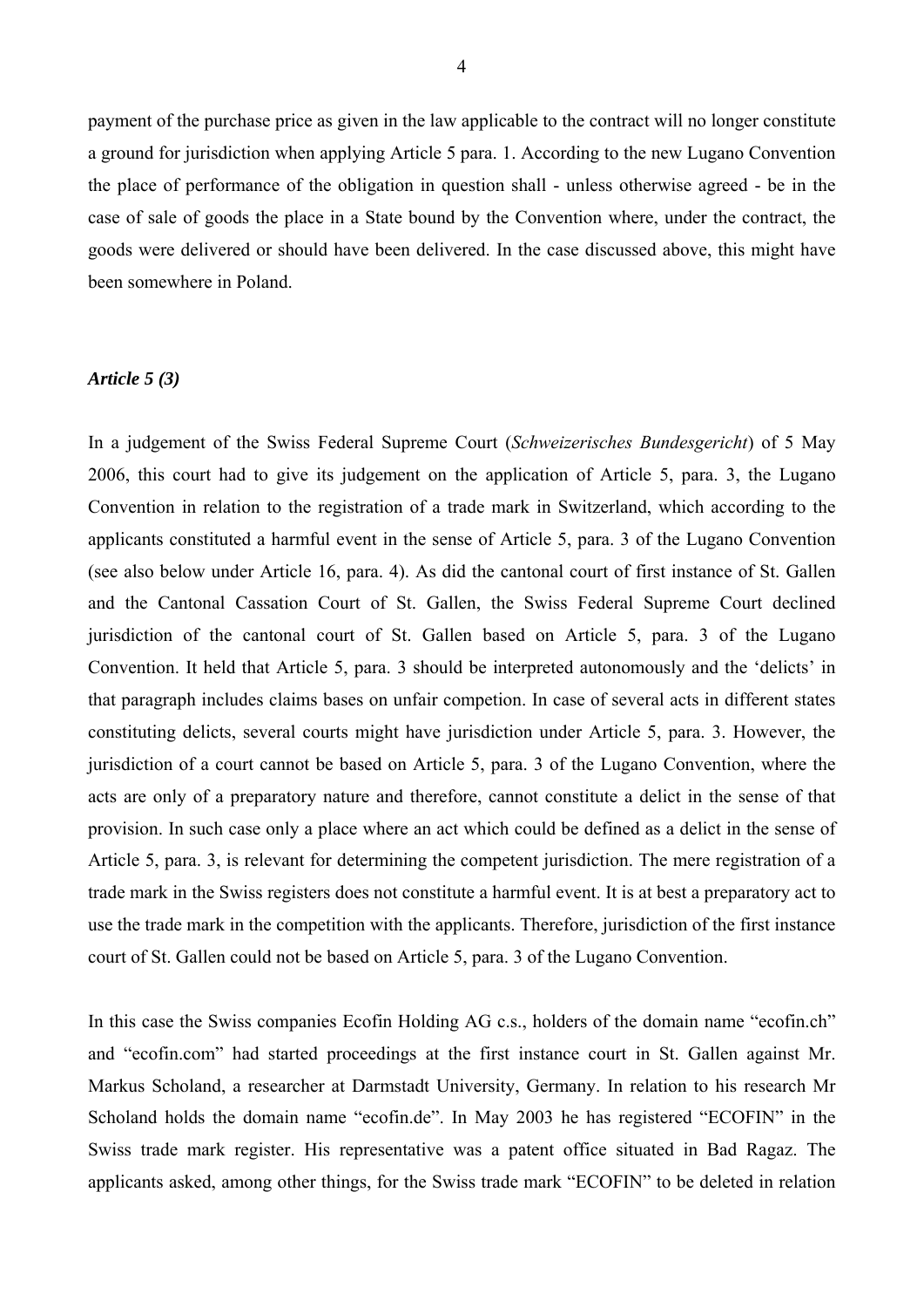payment of the purchase price as given in the law applicable to the contract will no longer constitute a ground for jurisdiction when applying Article 5 para. 1. According to the new Lugano Convention the place of performance of the obligation in question shall - unless otherwise agreed - be in the case of sale of goods the place in a State bound by the Convention where, under the contract, the goods were delivered or should have been delivered. In the case discussed above, this might have been somewhere in Poland.

***Article 5 (3)***

In a judgement of the Swiss Federal Supreme Court (*Schweizerisches Bundesgericht*) of 5 May 2006, this court had to give its judgement on the application of Article 5, para. 3, the Lugano Convention in relation to the registration of a trade mark in Switzerland, which according to the applicants constituted a harmful event in the sense of Article 5, para. 3 of the Lugano Convention (see also below under Article 16, para. 4). As did the cantonal court of first instance of St. Gallen and the Cantonal Cassation Court of St. Gallen, the Swiss Federal Supreme Court declined jurisdiction of the cantonal court of St. Gallen based on Article 5, para. 3 of the Lugano Convention. It held that Article 5, para. 3 should be interpreted autonomously and the 'delicts' in that paragraph includes claims bases on unfair competion. In case of several acts in different states constituting delicts, several courts might have jurisdiction under Article 5, para. 3. However, the jurisdiction of a court cannot be based on Article 5, para. 3 of the Lugano Convention, where the acts are only of a preparatory nature and therefore, cannot constitute a delict in the sense of that provision. In such case only a place where an act which could be defined as a delict in the sense of Article 5, para. 3, is relevant for determining the competent jurisdiction. The mere registration of a trade mark in the Swiss registers does not constitute a harmful event. It is at best a preparatory act to use the trade mark in the competition with the applicants. Therefore, jurisdiction of the first instance court of St. Gallen could not be based on Article 5, para. 3 of the Lugano Convention.

In this case the Swiss companies Ecofin Holding AG c.s., holders of the domain name "ecofin.ch" and "ecofin.com" had started proceedings at the first instance court in St. Gallen against Mr. Markus Scholand, a researcher at Darmstadt University, Germany. In relation to his research Mr Scholand holds the domain name "ecofin.de". In May 2003 he has registered "ECOFIN" in the Swiss trade mark register. His representative was a patent office situated in Bad Ragaz. The applicants asked, among other things, for the Swiss trade mark "ECOFIN" to be deleted in relation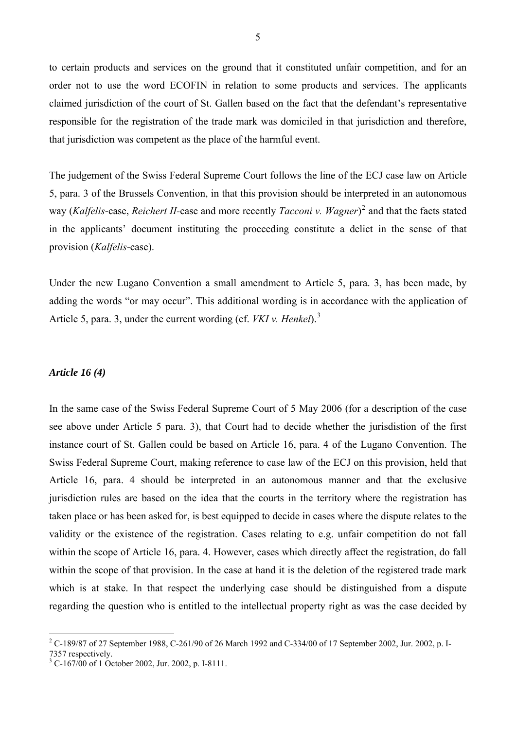to certain products and services on the ground that it constituted unfair competition, and for an order not to use the word ECOFIN in relation to some products and services. The applicants claimed jurisdiction of the court of St. Gallen based on the fact that the defendant's representative responsible for the registration of the trade mark was domiciled in that jurisdiction and therefore, that jurisdiction was competent as the place of the harmful event.

The judgement of the Swiss Federal Supreme Court follows the line of the ECJ case law on Article 5, para. 3 of the Brussels Convention, in that this provision should be interpreted in an autonomous way (*Kalfelis*-case, *Reichert II*-case and more recently *Tacconi v. Wagner*)[2] and that the facts stated in the applicants' document instituting the proceeding constitute a delict in the sense of that provision (*Kalfelis*-case).

Under the new Lugano Convention a small amendment to Article 5, para. 3, has been made, by adding the words "or may occur". This additional wording is in accordance with the application of Article 5, para. 3, under the current wording (cf. *VKI v. Henkel*).[3]

### *Article 16 (4)*

In the same case of the Swiss Federal Supreme Court of 5 May 2006 (for a description of the case see above under Article 5 para. 3), that Court had to decide whether the jurisdistion of the first instance court of St. Gallen could be based on Article 16, para. 4 of the Lugano Convention. The Swiss Federal Supreme Court, making reference to case law of the ECJ on this provision, held that Article 16, para. 4 should be interpreted in an autonomous manner and that the exclusive jurisdiction rules are based on the idea that the courts in the territory where the registration has taken place or has been asked for, is best equipped to decide in cases where the dispute relates to the validity or the existence of the registration. Cases relating to e.g. unfair competition do not fall within the scope of Article 16, para. 4. However, cases which directly affect the registration, do fall within the scope of that provision. In the case at hand it is the deletion of the registered trade mark which is at stake. In that respect the underlying case should be distinguished from a dispute regarding the question who is entitled to the intellectual property right as was the case decided by

---

[2] C-189/87 of 27 September 1988, C-261/90 of 26 March 1992 and C-334/00 of 17 September 2002, Jur. 2002, p. I-7357 respectively.

[3] C-167/00 of 1 October 2002, Jur. 2002, p. I-8111.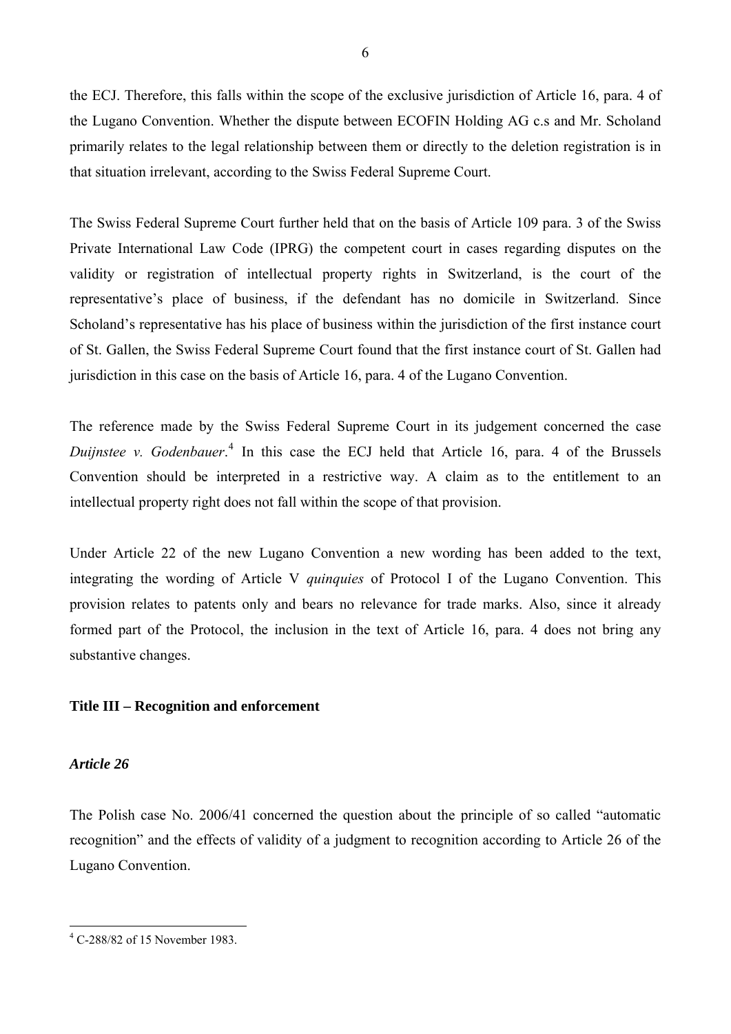the ECJ. Therefore, this falls within the scope of the exclusive jurisdiction of Article 16, para. 4 of the Lugano Convention. Whether the dispute between ECOFIN Holding AG c.s and Mr. Scholand primarily relates to the legal relationship between them or directly to the deletion registration is in that situation irrelevant, according to the Swiss Federal Supreme Court.

The Swiss Federal Supreme Court further held that on the basis of Article 109 para. 3 of the Swiss Private International Law Code (IPRG) the competent court in cases regarding disputes on the validity or registration of intellectual property rights in Switzerland, is the court of the representative's place of business, if the defendant has no domicile in Switzerland. Since Scholand's representative has his place of business within the jurisdiction of the first instance court of St. Gallen, the Swiss Federal Supreme Court found that the first instance court of St. Gallen had jurisdiction in this case on the basis of Article 16, para. 4 of the Lugano Convention.

The reference made by the Swiss Federal Supreme Court in its judgement concerned the case *Duijnstee v. Godenbauer*.[4] In this case the ECJ held that Article 16, para. 4 of the Brussels Convention should be interpreted in a restrictive way. A claim as to the entitlement to an intellectual property right does not fall within the scope of that provision.

Under Article 22 of the new Lugano Convention a new wording has been added to the text, integrating the wording of Article V *quinquies* of Protocol I of the Lugano Convention. This provision relates to patents only and bears no relevance for trade marks. Also, since it already formed part of the Protocol, the inclusion in the text of Article 16, para. 4 does not bring any substantive changes.

### Title III – Recognition and enforcement

#### *Article 26*

The Polish case No. 2006/41 concerned the question about the principle of so called "automatic recognition" and the effects of validity of a judgment to recognition according to Article 26 of the Lugano Convention.

[4] C-288/82 of 15 November 1983.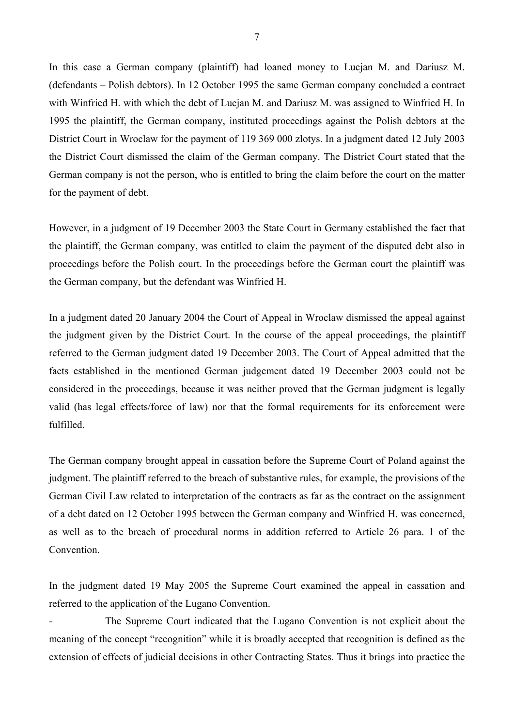In this case a German company (plaintiff) had loaned money to Lucjan M. and Dariusz M. (defendants – Polish debtors). In 12 October 1995 the same German company concluded a contract with Winfried H. with which the debt of Lucjan M. and Dariusz M. was assigned to Winfried H. In 1995 the plaintiff, the German company, instituted proceedings against the Polish debtors at the District Court in Wroclaw for the payment of 119 369 000 zlotys. In a judgment dated 12 July 2003 the District Court dismissed the claim of the German company. The District Court stated that the German company is not the person, who is entitled to bring the claim before the court on the matter for the payment of debt.

However, in a judgment of 19 December 2003 the State Court in Germany established the fact that the plaintiff, the German company, was entitled to claim the payment of the disputed debt also in proceedings before the Polish court. In the proceedings before the German court the plaintiff was the German company, but the defendant was Winfried H.

In a judgment dated 20 January 2004 the Court of Appeal in Wroclaw dismissed the appeal against the judgment given by the District Court. In the course of the appeal proceedings, the plaintiff referred to the German judgment dated 19 December 2003. The Court of Appeal admitted that the facts established in the mentioned German judgement dated 19 December 2003 could not be considered in the proceedings, because it was neither proved that the German judgment is legally valid (has legal effects/force of law) nor that the formal requirements for its enforcement were fulfilled.

The German company brought appeal in cassation before the Supreme Court of Poland against the judgment. The plaintiff referred to the breach of substantive rules, for example, the provisions of the German Civil Law related to interpretation of the contracts as far as the contract on the assignment of a debt dated on 12 October 1995 between the German company and Winfried H. was concerned, as well as to the breach of procedural norms in addition referred to Article 26 para. 1 of the Convention.

In the judgment dated 19 May 2005 the Supreme Court examined the appeal in cassation and referred to the application of the Lugano Convention.

- The Supreme Court indicated that the Lugano Convention is not explicit about the meaning of the concept "recognition" while it is broadly accepted that recognition is defined as the extension of effects of judicial decisions in other Contracting States. Thus it brings into practice the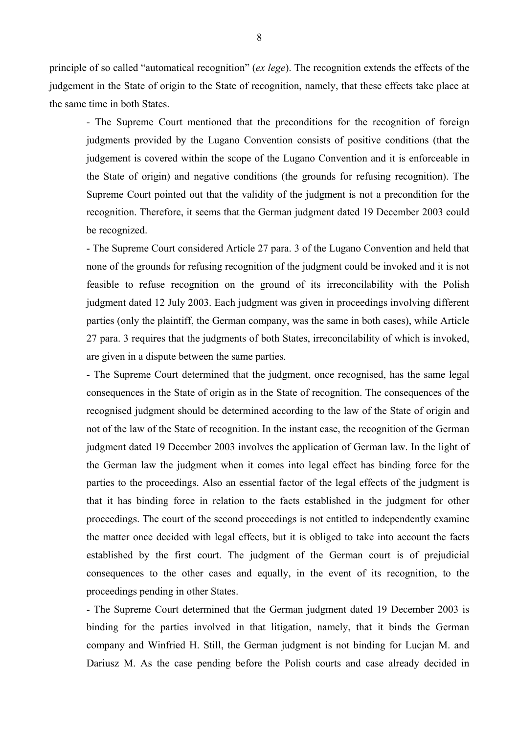principle of so called “automatical recognition” (*ex lege*). The recognition extends the effects of the judgement in the State of origin to the State of recognition, namely, that these effects take place at the same time in both States.

- The Supreme Court mentioned that the preconditions for the recognition of foreign judgments provided by the Lugano Convention consists of positive conditions (that the judgement is covered within the scope of the Lugano Convention and it is enforceable in the State of origin) and negative conditions (the grounds for refusing recognition). The Supreme Court pointed out that the validity of the judgment is not a precondition for the recognition. Therefore, it seems that the German judgment dated 19 December 2003 could be recognized.

- The Supreme Court considered Article 27 para. 3 of the Lugano Convention and held that none of the grounds for refusing recognition of the judgment could be invoked and it is not feasible to refuse recognition on the ground of its irreconcilability with the Polish judgment dated 12 July 2003. Each judgment was given in proceedings involving different parties (only the plaintiff, the German company, was the same in both cases), while Article 27 para. 3 requires that the judgments of both States, irreconcilability of which is invoked, are given in a dispute between the same parties.

- The Supreme Court determined that the judgment, once recognised, has the same legal consequences in the State of origin as in the State of recognition. The consequences of the recognised judgment should be determined according to the law of the State of origin and not of the law of the State of recognition. In the instant case, the recognition of the German judgment dated 19 December 2003 involves the application of German law. In the light of the German law the judgment when it comes into legal effect has binding force for the parties to the proceedings. Also an essential factor of the legal effects of the judgment is that it has binding force in relation to the facts established in the judgment for other proceedings. The court of the second proceedings is not entitled to independently examine the matter once decided with legal effects, but it is obliged to take into account the facts established by the first court. The judgment of the German court is of prejudicial consequences to the other cases and equally, in the event of its recognition, to the proceedings pending in other States.

- The Supreme Court determined that the German judgment dated 19 December 2003 is binding for the parties involved in that litigation, namely, that it binds the German company and Winfried H. Still, the German judgment is not binding for Lucjan M. and Dariusz M. As the case pending before the Polish courts and case already decided in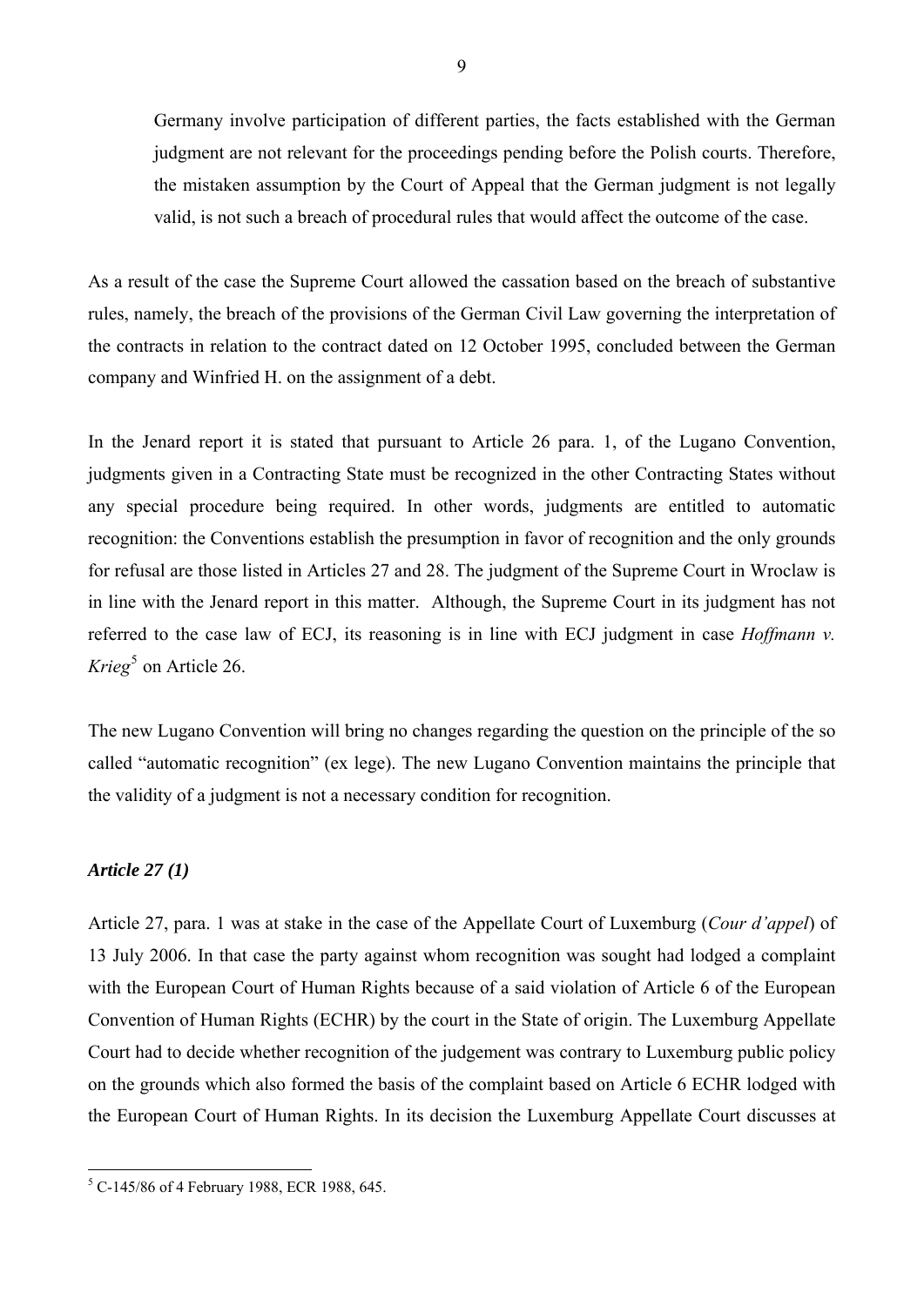Germany involve participation of different parties, the facts established with the German judgment are not relevant for the proceedings pending before the Polish courts. Therefore, the mistaken assumption by the Court of Appeal that the German judgment is not legally valid, is not such a breach of procedural rules that would affect the outcome of the case.

As a result of the case the Supreme Court allowed the cassation based on the breach of substantive rules, namely, the breach of the provisions of the German Civil Law governing the interpretation of the contracts in relation to the contract dated on 12 October 1995, concluded between the German company and Winfried H. on the assignment of a debt.

In the Jenard report it is stated that pursuant to Article 26 para. 1, of the Lugano Convention, judgments given in a Contracting State must be recognized in the other Contracting States without any special procedure being required. In other words, judgments are entitled to automatic recognition: the Conventions establish the presumption in favor of recognition and the only grounds for refusal are those listed in Articles 27 and 28. The judgment of the Supreme Court in Wroclaw is in line with the Jenard report in this matter. Although, the Supreme Court in its judgment has not referred to the case law of ECJ, its reasoning is in line with ECJ judgment in case *Hoffmann v. Krieg*[5] on Article 26.

The new Lugano Convention will bring no changes regarding the question on the principle of the so called "automatic recognition" (ex lege). The new Lugano Convention maintains the principle that the validity of a judgment is not a necessary condition for recognition.

### *Article 27 (1)*

Article 27, para. 1 was at stake in the case of the Appellate Court of Luxemburg (*Cour d'appel*) of 13 July 2006. In that case the party against whom recognition was sought had lodged a complaint with the European Court of Human Rights because of a said violation of Article 6 of the European Convention of Human Rights (ECHR) by the court in the State of origin. The Luxemburg Appellate Court had to decide whether recognition of the judgement was contrary to Luxemburg public policy on the grounds which also formed the basis of the complaint based on Article 6 ECHR lodged with the European Court of Human Rights. In its decision the Luxemburg Appellate Court discusses at

[5] C-145/86 of 4 February 1988, ECR 1988, 645.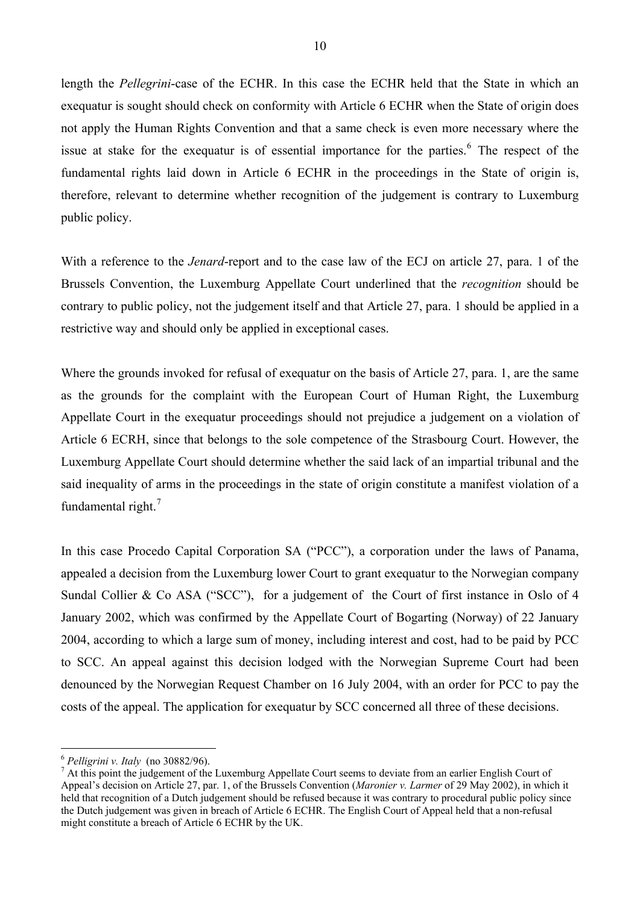length the *Pellegrini*-case of the ECHR. In this case the ECHR held that the State in which an exequatur is sought should check on conformity with Article 6 ECHR when the State of origin does not apply the Human Rights Convention and that a same check is even more necessary where the issue at stake for the exequatur is of essential importance for the parties.[6] The respect of the fundamental rights laid down in Article 6 ECHR in the proceedings in the State of origin is, therefore, relevant to determine whether recognition of the judgement is contrary to Luxemburg public policy.

With a reference to the *Jenard*-report and to the case law of the ECJ on article 27, para. 1 of the Brussels Convention, the Luxemburg Appellate Court underlined that the *recognition* should be contrary to public policy, not the judgement itself and that Article 27, para. 1 should be applied in a restrictive way and should only be applied in exceptional cases.

Where the grounds invoked for refusal of exequatur on the basis of Article 27, para. 1, are the same as the grounds for the complaint with the European Court of Human Right, the Luxemburg Appellate Court in the exequatur proceedings should not prejudice a judgement on a violation of Article 6 ECRH, since that belongs to the sole competence of the Strasbourg Court. However, the Luxemburg Appellate Court should determine whether the said lack of an impartial tribunal and the said inequality of arms in the proceedings in the state of origin constitute a manifest violation of a fundamental right.[7]

In this case Procedo Capital Corporation SA ("PCC"), a corporation under the laws of Panama, appealed a decision from the Luxemburg lower Court to grant exequatur to the Norwegian company Sundal Collier & Co ASA ("SCC"), for a judgement of the Court of first instance in Oslo of 4 January 2002, which was confirmed by the Appellate Court of Bogarting (Norway) of 22 January 2004, according to which a large sum of money, including interest and cost, had to be paid by PCC to SCC. An appeal against this decision lodged with the Norwegian Supreme Court had been denounced by the Norwegian Request Chamber on 16 July 2004, with an order for PCC to pay the costs of the appeal. The application for exequatur by SCC concerned all three of these decisions.

---

[6] *Pelligrini v. Italy* (no 30882/96).

[7] At this point the judgement of the Luxemburg Appellate Court seems to deviate from an earlier English Court of Appeal's decision on Article 27, par. 1, of the Brussels Convention (*Maronier v. Larmer* of 29 May 2002), in which it held that recognition of a Dutch judgement should be refused because it was contrary to procedural public policy since the Dutch judgement was given in breach of Article 6 ECHR. The English Court of Appeal held that a non-refusal might constitute a breach of Article 6 ECHR by the UK.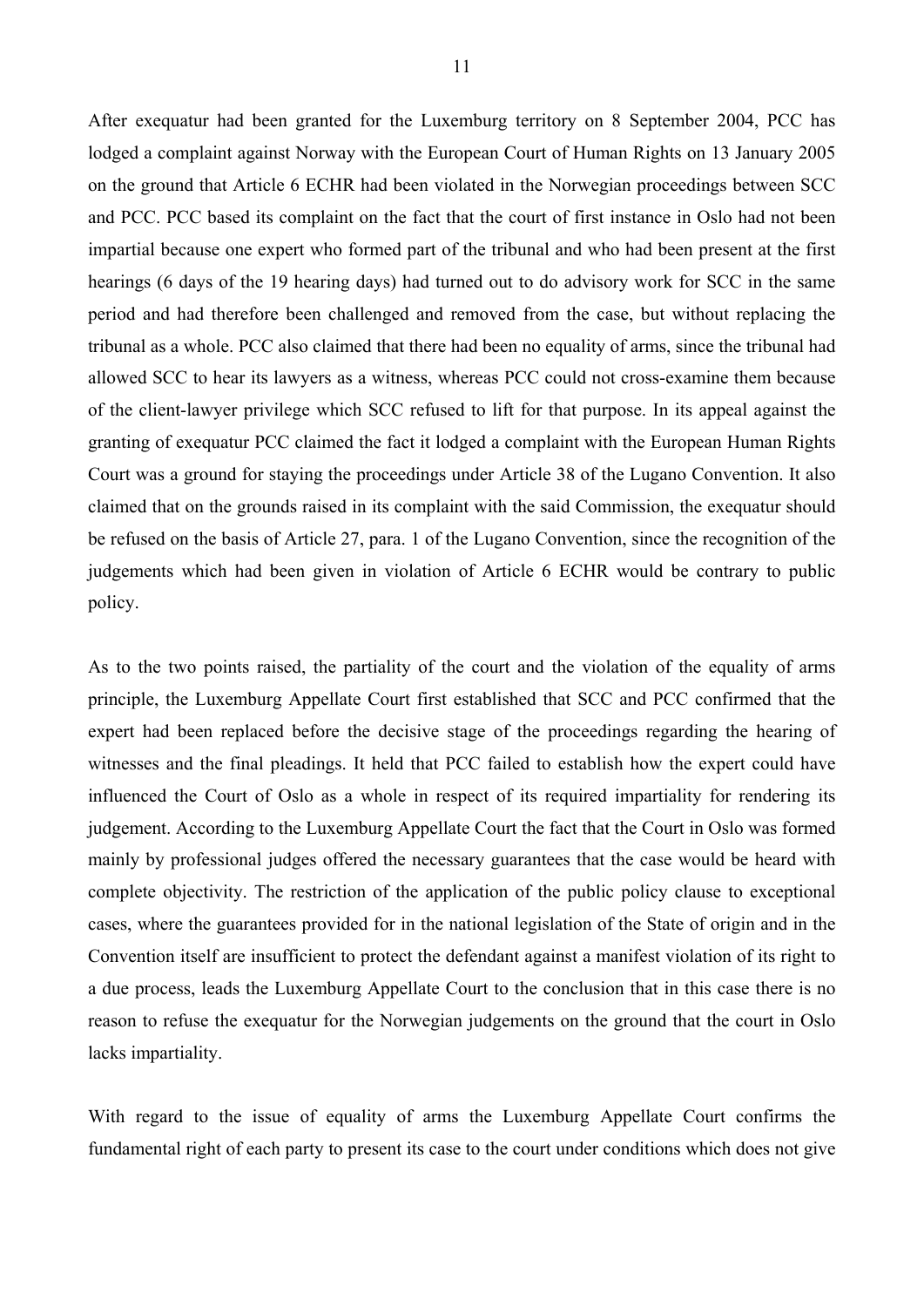After exequatur had been granted for the Luxemburg territory on 8 September 2004, PCC has lodged a complaint against Norway with the European Court of Human Rights on 13 January 2005 on the ground that Article 6 ECHR had been violated in the Norwegian proceedings between SCC and PCC. PCC based its complaint on the fact that the court of first instance in Oslo had not been impartial because one expert who formed part of the tribunal and who had been present at the first hearings (6 days of the 19 hearing days) had turned out to do advisory work for SCC in the same period and had therefore been challenged and removed from the case, but without replacing the tribunal as a whole. PCC also claimed that there had been no equality of arms, since the tribunal had allowed SCC to hear its lawyers as a witness, whereas PCC could not cross-examine them because of the client-lawyer privilege which SCC refused to lift for that purpose. In its appeal against the granting of exequatur PCC claimed the fact it lodged a complaint with the European Human Rights Court was a ground for staying the proceedings under Article 38 of the Lugano Convention. It also claimed that on the grounds raised in its complaint with the said Commission, the exequatur should be refused on the basis of Article 27, para. 1 of the Lugano Convention, since the recognition of the judgements which had been given in violation of Article 6 ECHR would be contrary to public policy.

As to the two points raised, the partiality of the court and the violation of the equality of arms principle, the Luxemburg Appellate Court first established that SCC and PCC confirmed that the expert had been replaced before the decisive stage of the proceedings regarding the hearing of witnesses and the final pleadings. It held that PCC failed to establish how the expert could have influenced the Court of Oslo as a whole in respect of its required impartiality for rendering its judgement. According to the Luxemburg Appellate Court the fact that the Court in Oslo was formed mainly by professional judges offered the necessary guarantees that the case would be heard with complete objectivity. The restriction of the application of the public policy clause to exceptional cases, where the guarantees provided for in the national legislation of the State of origin and in the Convention itself are insufficient to protect the defendant against a manifest violation of its right to a due process, leads the Luxemburg Appellate Court to the conclusion that in this case there is no reason to refuse the exequatur for the Norwegian judgements on the ground that the court in Oslo lacks impartiality.

With regard to the issue of equality of arms the Luxemburg Appellate Court confirms the fundamental right of each party to present its case to the court under conditions which does not give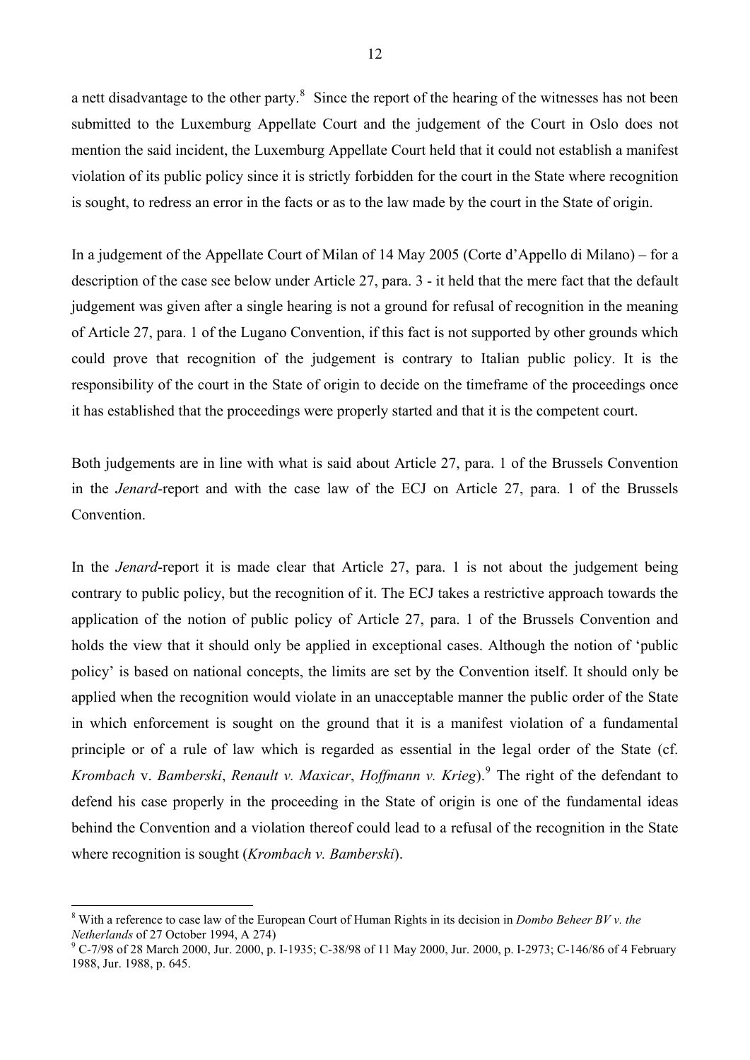a nett disadvantage to the other party.[8] Since the report of the hearing of the witnesses has not been submitted to the Luxemburg Appellate Court and the judgement of the Court in Oslo does not mention the said incident, the Luxemburg Appellate Court held that it could not establish a manifest violation of its public policy since it is strictly forbidden for the court in the State where recognition is sought, to redress an error in the facts or as to the law made by the court in the State of origin.

In a judgement of the Appellate Court of Milan of 14 May 2005 (Corte d'Appello di Milano) – for a description of the case see below under Article 27, para. 3 - it held that the mere fact that the default judgement was given after a single hearing is not a ground for refusal of recognition in the meaning of Article 27, para. 1 of the Lugano Convention, if this fact is not supported by other grounds which could prove that recognition of the judgement is contrary to Italian public policy. It is the responsibility of the court in the State of origin to decide on the timeframe of the proceedings once it has established that the proceedings were properly started and that it is the competent court.

Both judgements are in line with what is said about Article 27, para. 1 of the Brussels Convention in the *Jenard*-report and with the case law of the ECJ on Article 27, para. 1 of the Brussels Convention.

In the *Jenard*-report it is made clear that Article 27, para. 1 is not about the judgement being contrary to public policy, but the recognition of it. The ECJ takes a restrictive approach towards the application of the notion of public policy of Article 27, para. 1 of the Brussels Convention and holds the view that it should only be applied in exceptional cases. Although the notion of 'public policy' is based on national concepts, the limits are set by the Convention itself. It should only be applied when the recognition would violate in an unacceptable manner the public order of the State in which enforcement is sought on the ground that it is a manifest violation of a fundamental principle or of a rule of law which is regarded as essential in the legal order of the State (cf. *Krombach* v. *Bamberski*, *Renault v. Maxicar*, *Hoffmann v. Krieg*).[9] The right of the defendant to defend his case properly in the proceeding in the State of origin is one of the fundamental ideas behind the Convention and a violation thereof could lead to a refusal of the recognition in the State where recognition is sought (*Krombach v. Bamberski*).

---

[8] With a reference to case law of the European Court of Human Rights in its decision in *Dombo Beheer BV v. the Netherlands* of 27 October 1994, A 274)

[9] C-7/98 of 28 March 2000, Jur. 2000, p. I-1935; C-38/98 of 11 May 2000, Jur. 2000, p. I-2973; C-146/86 of 4 February 1988, Jur. 1988, p. 645.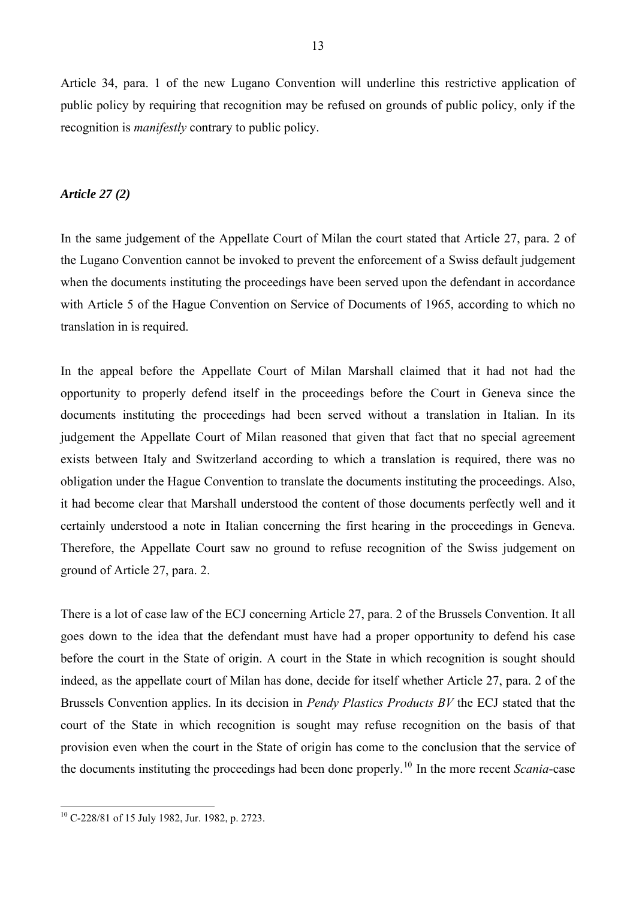Article 34, para. 1 of the new Lugano Convention will underline this restrictive application of public policy by requiring that recognition may be refused on grounds of public policy, only if the recognition is *manifestly* contrary to public policy.

### *Article 27 (2)*

In the same judgement of the Appellate Court of Milan the court stated that Article 27, para. 2 of the Lugano Convention cannot be invoked to prevent the enforcement of a Swiss default judgement when the documents instituting the proceedings have been served upon the defendant in accordance with Article 5 of the Hague Convention on Service of Documents of 1965, according to which no translation in is required.

In the appeal before the Appellate Court of Milan Marshall claimed that it had not had the opportunity to properly defend itself in the proceedings before the Court in Geneva since the documents instituting the proceedings had been served without a translation in Italian. In its judgement the Appellate Court of Milan reasoned that given that fact that no special agreement exists between Italy and Switzerland according to which a translation is required, there was no obligation under the Hague Convention to translate the documents instituting the proceedings. Also, it had become clear that Marshall understood the content of those documents perfectly well and it certainly understood a note in Italian concerning the first hearing in the proceedings in Geneva. Therefore, the Appellate Court saw no ground to refuse recognition of the Swiss judgement on ground of Article 27, para. 2.

There is a lot of case law of the ECJ concerning Article 27, para. 2 of the Brussels Convention. It all goes down to the idea that the defendant must have had a proper opportunity to defend his case before the court in the State of origin. A court in the State in which recognition is sought should indeed, as the appellate court of Milan has done, decide for itself whether Article 27, para. 2 of the Brussels Convention applies. In its decision in *Pendy Plastics Products BV* the ECJ stated that the court of the State in which recognition is sought may refuse recognition on the basis of that provision even when the court in the State of origin has come to the conclusion that the service of the documents instituting the proceedings had been done properly.[10] In the more recent *Scania*-case

[10] C-228/81 of 15 July 1982, Jur. 1982, p. 2723.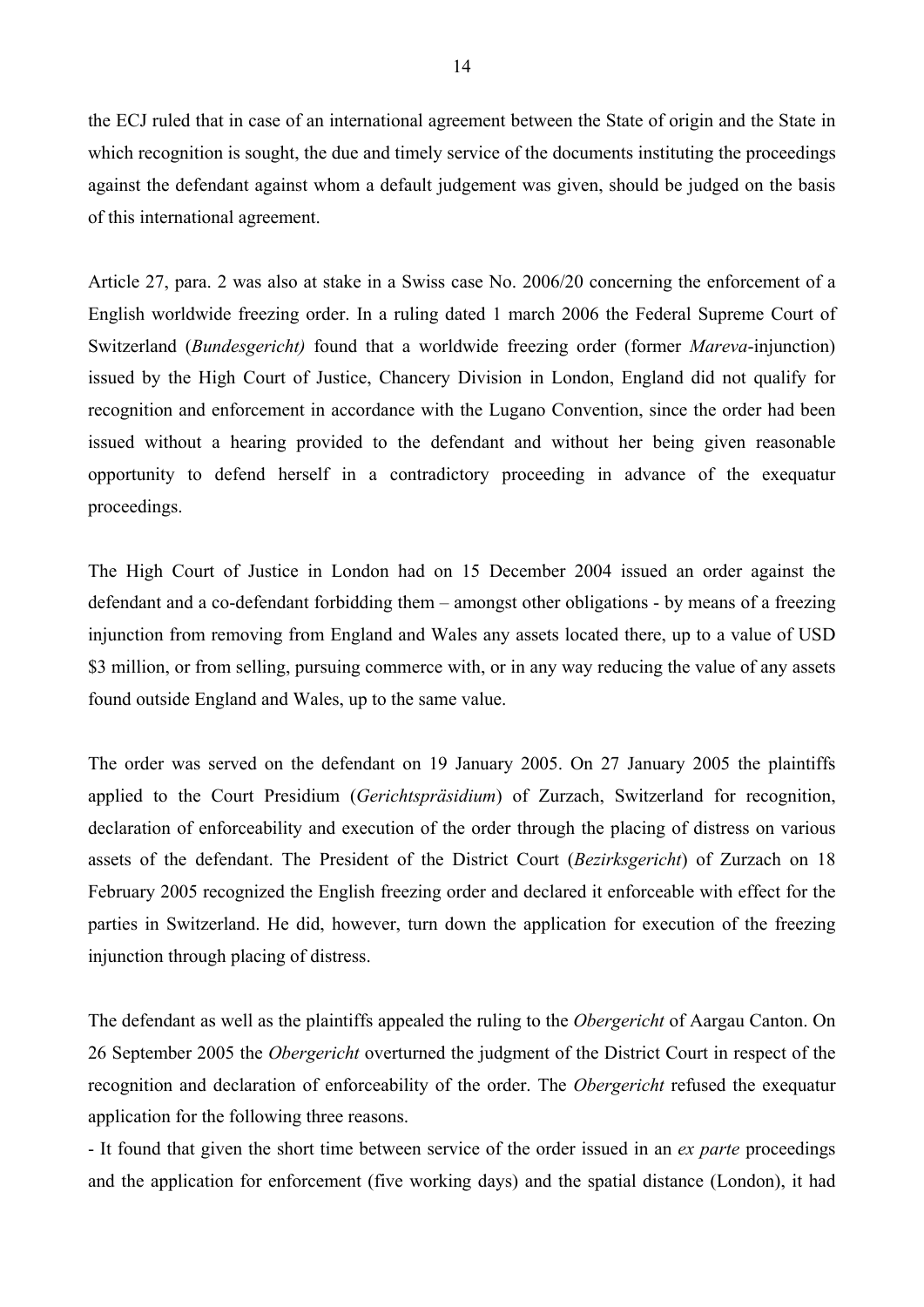the ECJ ruled that in case of an international agreement between the State of origin and the State in which recognition is sought, the due and timely service of the documents instituting the proceedings against the defendant against whom a default judgement was given, should be judged on the basis of this international agreement.

Article 27, para. 2 was also at stake in a Swiss case No. 2006/20 concerning the enforcement of a English worldwide freezing order. In a ruling dated 1 march 2006 the Federal Supreme Court of Switzerland (*Bundesgericht)* found that a worldwide freezing order (former *Mareva*-injunction) issued by the High Court of Justice, Chancery Division in London, England did not qualify for recognition and enforcement in accordance with the Lugano Convention, since the order had been issued without a hearing provided to the defendant and without her being given reasonable opportunity to defend herself in a contradictory proceeding in advance of the exequatur proceedings.

The High Court of Justice in London had on 15 December 2004 issued an order against the defendant and a co-defendant forbidding them – amongst other obligations - by means of a freezing injunction from removing from England and Wales any assets located there, up to a value of USD \$3 million, or from selling, pursuing commerce with, or in any way reducing the value of any assets found outside England and Wales, up to the same value.

The order was served on the defendant on 19 January 2005. On 27 January 2005 the plaintiffs applied to the Court Presidium (*Gerichtspräsidium*) of Zurzach, Switzerland for recognition, declaration of enforceability and execution of the order through the placing of distress on various assets of the defendant. The President of the District Court (*Bezirksgericht*) of Zurzach on 18 February 2005 recognized the English freezing order and declared it enforceable with effect for the parties in Switzerland. He did, however, turn down the application for execution of the freezing injunction through placing of distress.

The defendant as well as the plaintiffs appealed the ruling to the *Obergericht* of Aargau Canton. On 26 September 2005 the *Obergericht* overturned the judgment of the District Court in respect of the recognition and declaration of enforceability of the order. The *Obergericht* refused the exequatur application for the following three reasons.

- It found that given the short time between service of the order issued in an *ex parte* proceedings and the application for enforcement (five working days) and the spatial distance (London), it had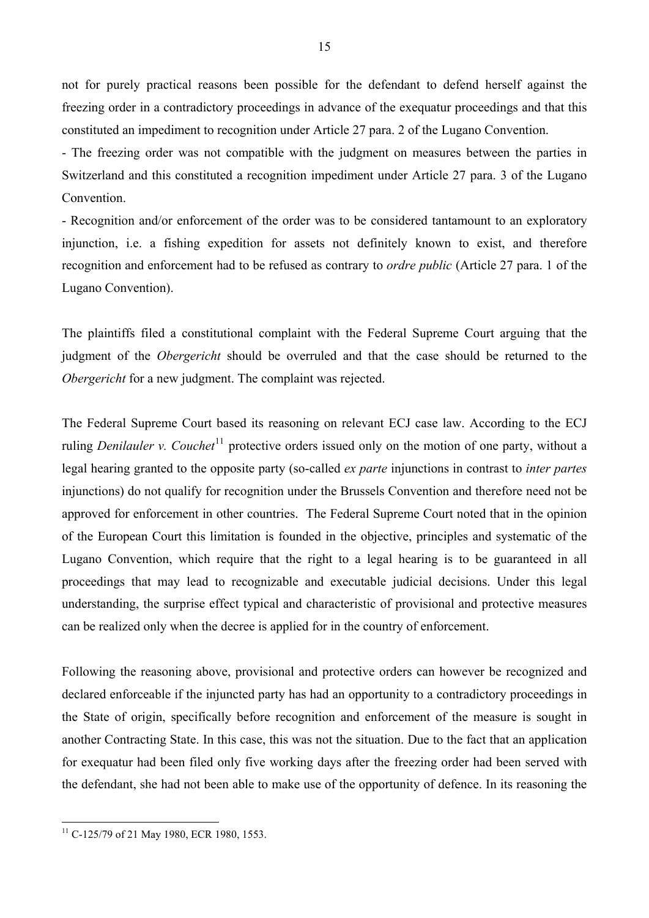not for purely practical reasons been possible for the defendant to defend herself against the freezing order in a contradictory proceedings in advance of the exequatur proceedings and that this constituted an impediment to recognition under Article 27 para. 2 of the Lugano Convention.

- The freezing order was not compatible with the judgment on measures between the parties in Switzerland and this constituted a recognition impediment under Article 27 para. 3 of the Lugano Convention.
- Recognition and/or enforcement of the order was to be considered tantamount to an exploratory injunction, i.e. a fishing expedition for assets not definitely known to exist, and therefore recognition and enforcement had to be refused as contrary to *ordre public* (Article 27 para. 1 of the Lugano Convention).

The plaintiffs filed a constitutional complaint with the Federal Supreme Court arguing that the judgment of the *Obergericht* should be overruled and that the case should be returned to the *Obergericht* for a new judgment. The complaint was rejected.

The Federal Supreme Court based its reasoning on relevant ECJ case law. According to the ECJ ruling *Denilauler v. Couchet*[11] protective orders issued only on the motion of one party, without a legal hearing granted to the opposite party (so-called *ex parte* injunctions in contrast to *inter partes* injunctions) do not qualify for recognition under the Brussels Convention and therefore need not be approved for enforcement in other countries. The Federal Supreme Court noted that in the opinion of the European Court this limitation is founded in the objective, principles and systematic of the Lugano Convention, which require that the right to a legal hearing is to be guaranteed in all proceedings that may lead to recognizable and executable judicial decisions. Under this legal understanding, the surprise effect typical and characteristic of provisional and protective measures can be realized only when the decree is applied for in the country of enforcement.

Following the reasoning above, provisional and protective orders can however be recognized and declared enforceable if the injuncted party has had an opportunity to a contradictory proceedings in the State of origin, specifically before recognition and enforcement of the measure is sought in another Contracting State. In this case, this was not the situation. Due to the fact that an application for exequatur had been filed only five working days after the freezing order had been served with the defendant, she had not been able to make use of the opportunity of defence. In its reasoning the

[11] C-125/79 of 21 May 1980, ECR 1980, 1553.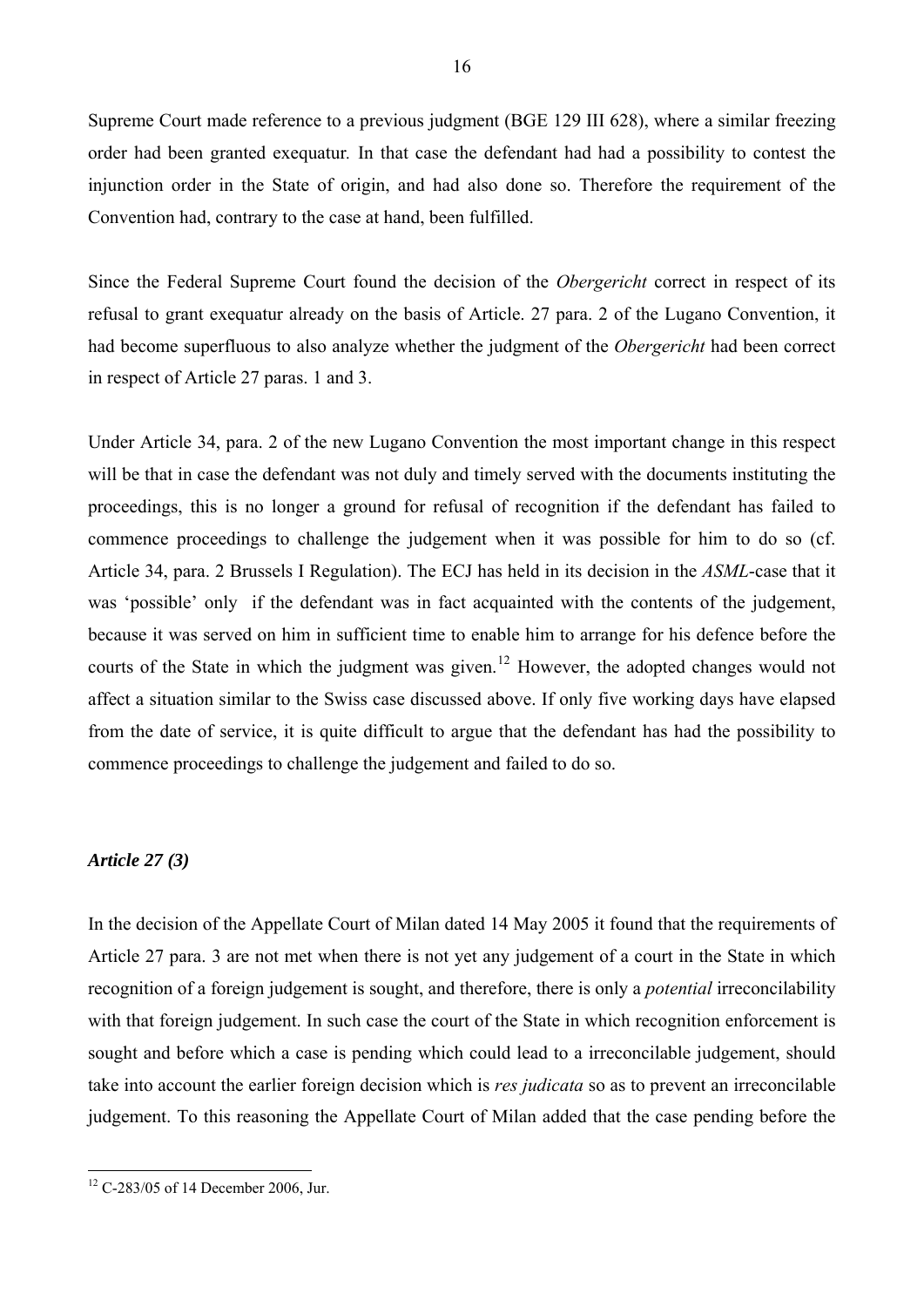Supreme Court made reference to a previous judgment (BGE 129 III 628), where a similar freezing order had been granted exequatur. In that case the defendant had had a possibility to contest the injunction order in the State of origin, and had also done so. Therefore the requirement of the Convention had, contrary to the case at hand, been fulfilled.

Since the Federal Supreme Court found the decision of the *Obergericht* correct in respect of its refusal to grant exequatur already on the basis of Article. 27 para. 2 of the Lugano Convention, it had become superfluous to also analyze whether the judgment of the *Obergericht* had been correct in respect of Article 27 paras. 1 and 3.

Under Article 34, para. 2 of the new Lugano Convention the most important change in this respect will be that in case the defendant was not duly and timely served with the documents instituting the proceedings, this is no longer a ground for refusal of recognition if the defendant has failed to commence proceedings to challenge the judgement when it was possible for him to do so (cf. Article 34, para. 2 Brussels I Regulation). The ECJ has held in its decision in the *ASML*-case that it was 'possible' only if the defendant was in fact acquainted with the contents of the judgement, because it was served on him in sufficient time to enable him to arrange for his defence before the courts of the State in which the judgment was given.[12] However, the adopted changes would not affect a situation similar to the Swiss case discussed above. If only five working days have elapsed from the date of service, it is quite difficult to argue that the defendant has had the possibility to commence proceedings to challenge the judgement and failed to do so.

### *Article 27 (3)*

In the decision of the Appellate Court of Milan dated 14 May 2005 it found that the requirements of Article 27 para. 3 are not met when there is not yet any judgement of a court in the State in which recognition of a foreign judgement is sought, and therefore, there is only a *potential* irreconcilability with that foreign judgement. In such case the court of the State in which recognition enforcement is sought and before which a case is pending which could lead to a irreconcilable judgement, should take into account the earlier foreign decision which is *res judicata* so as to prevent an irreconcilable judgement. To this reasoning the Appellate Court of Milan added that the case pending before the

---

[12] C-283/05 of 14 December 2006, Jur.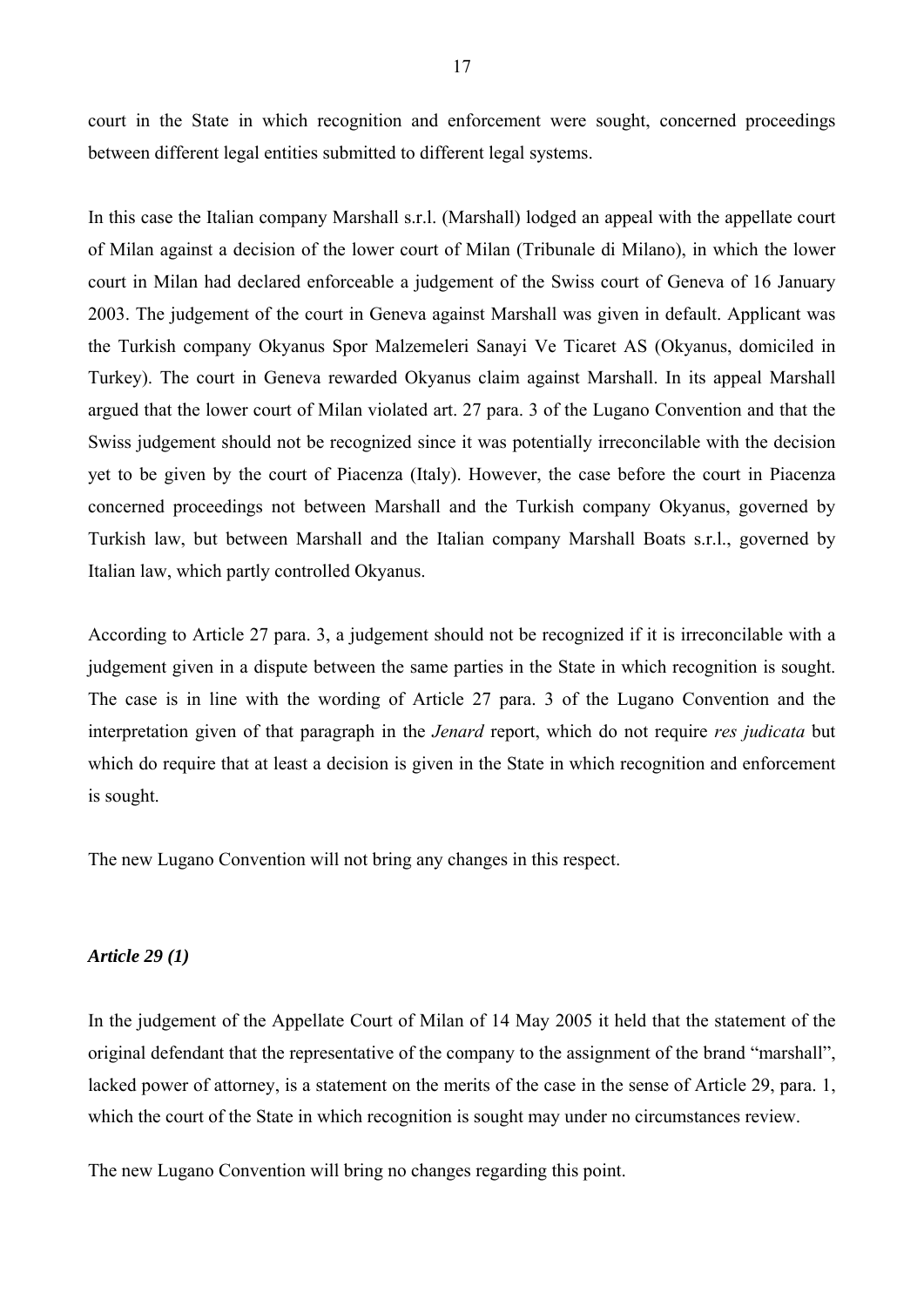court in the State in which recognition and enforcement were sought, concerned proceedings between different legal entities submitted to different legal systems.

In this case the Italian company Marshall s.r.l. (Marshall) lodged an appeal with the appellate court of Milan against a decision of the lower court of Milan (Tribunale di Milano), in which the lower court in Milan had declared enforceable a judgement of the Swiss court of Geneva of 16 January 2003. The judgement of the court in Geneva against Marshall was given in default. Applicant was the Turkish company Okyanus Spor Malzemeleri Sanayi Ve Ticaret AS (Okyanus, domiciled in Turkey). The court in Geneva rewarded Okyanus claim against Marshall. In its appeal Marshall argued that the lower court of Milan violated art. 27 para. 3 of the Lugano Convention and that the Swiss judgement should not be recognized since it was potentially irreconcilable with the decision yet to be given by the court of Piacenza (Italy). However, the case before the court in Piacenza concerned proceedings not between Marshall and the Turkish company Okyanus, governed by Turkish law, but between Marshall and the Italian company Marshall Boats s.r.l., governed by Italian law, which partly controlled Okyanus.

According to Article 27 para. 3, a judgement should not be recognized if it is irreconcilable with a judgement given in a dispute between the same parties in the State in which recognition is sought. The case is in line with the wording of Article 27 para. 3 of the Lugano Convention and the interpretation given of that paragraph in the *Jenard* report, which do not require *res judicata* but which do require that at least a decision is given in the State in which recognition and enforcement is sought.

The new Lugano Convention will not bring any changes in this respect.

### *Article 29 (1)*

In the judgement of the Appellate Court of Milan of 14 May 2005 it held that the statement of the original defendant that the representative of the company to the assignment of the brand "marshall", lacked power of attorney, is a statement on the merits of the case in the sense of Article 29, para. 1, which the court of the State in which recognition is sought may under no circumstances review.

The new Lugano Convention will bring no changes regarding this point.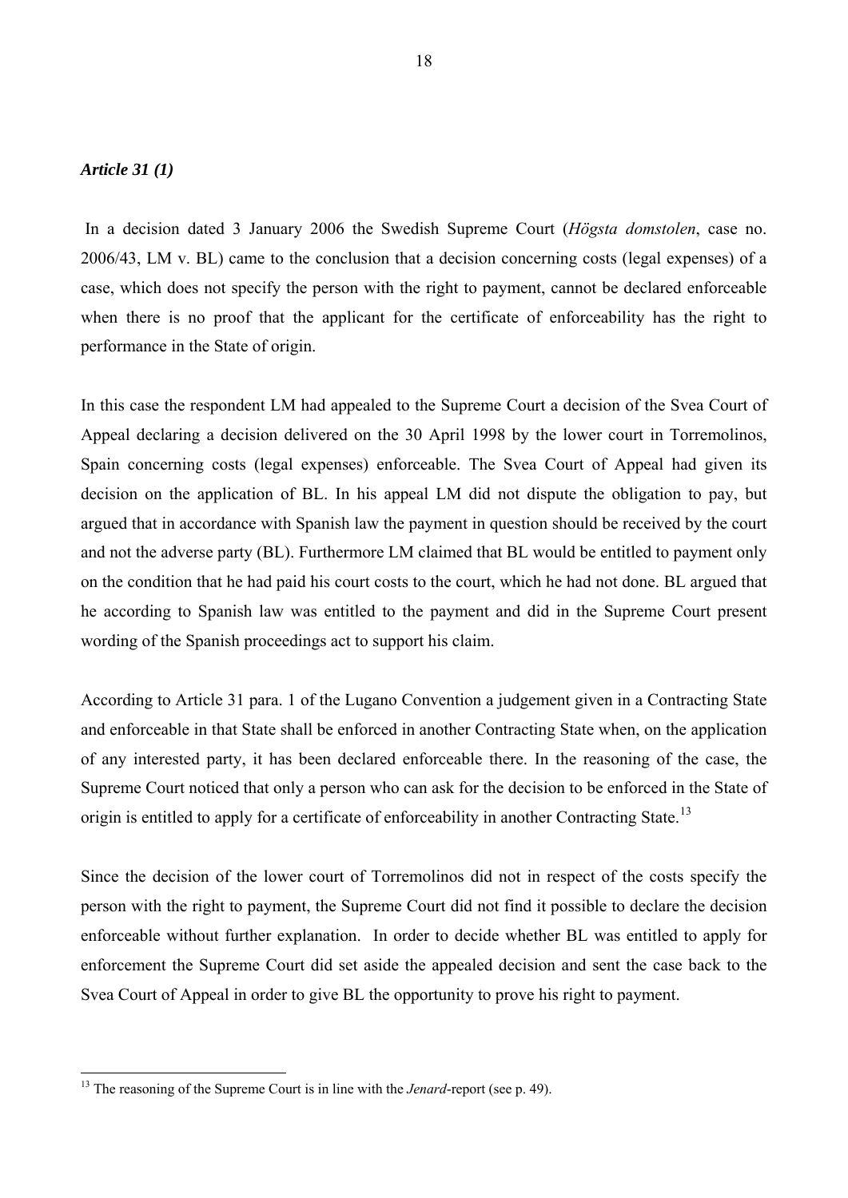***Article 31 (1)***

In a decision dated 3 January 2006 the Swedish Supreme Court (*Högsta domstolen*, case no. 2006/43, LM v. BL) came to the conclusion that a decision concerning costs (legal expenses) of a case, which does not specify the person with the right to payment, cannot be declared enforceable when there is no proof that the applicant for the certificate of enforceability has the right to performance in the State of origin.

In this case the respondent LM had appealed to the Supreme Court a decision of the Svea Court of Appeal declaring a decision delivered on the 30 April 1998 by the lower court in Torremolinos, Spain concerning costs (legal expenses) enforceable. The Svea Court of Appeal had given its decision on the application of BL. In his appeal LM did not dispute the obligation to pay, but argued that in accordance with Spanish law the payment in question should be received by the court and not the adverse party (BL). Furthermore LM claimed that BL would be entitled to payment only on the condition that he had paid his court costs to the court, which he had not done. BL argued that he according to Spanish law was entitled to the payment and did in the Supreme Court present wording of the Spanish proceedings act to support his claim.

According to Article 31 para. 1 of the Lugano Convention a judgement given in a Contracting State and enforceable in that State shall be enforced in another Contracting State when, on the application of any interested party, it has been declared enforceable there. In the reasoning of the case, the Supreme Court noticed that only a person who can ask for the decision to be enforced in the State of origin is entitled to apply for a certificate of enforceability in another Contracting State.[13]

Since the decision of the lower court of Torremolinos did not in respect of the costs specify the person with the right to payment, the Supreme Court did not find it possible to declare the decision enforceable without further explanation. In order to decide whether BL was entitled to apply for enforcement the Supreme Court did set aside the appealed decision and sent the case back to the Svea Court of Appeal in order to give BL the opportunity to prove his right to payment.

---

[13] The reasoning of the Supreme Court is in line with the *Jenard*-report (see p. 49).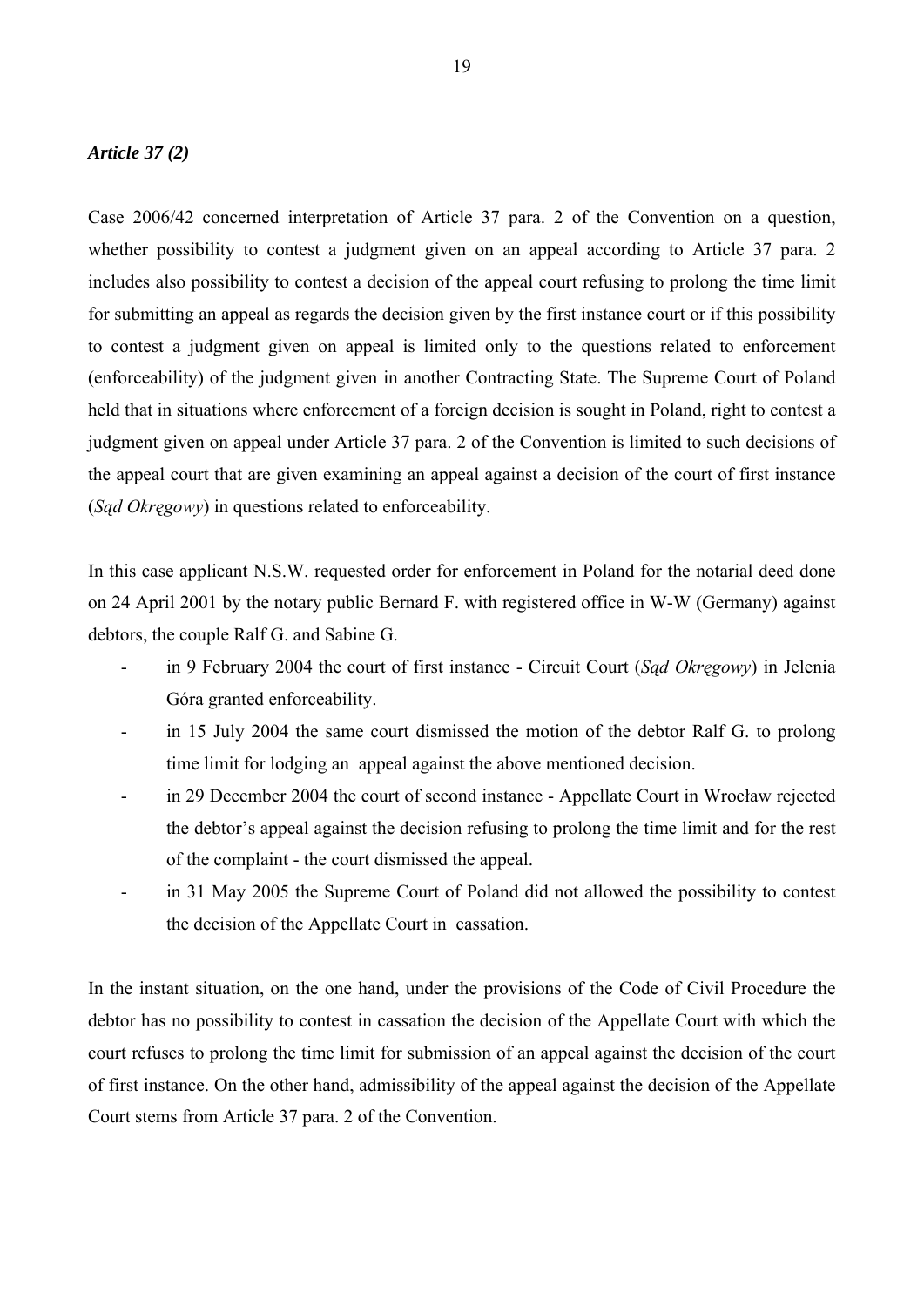***Article 37 (2)***

Case 2006/42 concerned interpretation of Article 37 para. 2 of the Convention on a question, whether possibility to contest a judgment given on an appeal according to Article 37 para. 2 includes also possibility to contest a decision of the appeal court refusing to prolong the time limit for submitting an appeal as regards the decision given by the first instance court or if this possibility to contest a judgment given on appeal is limited only to the questions related to enforcement (enforceability) of the judgment given in another Contracting State. The Supreme Court of Poland held that in situations where enforcement of a foreign decision is sought in Poland, right to contest a judgment given on appeal under Article 37 para. 2 of the Convention is limited to such decisions of the appeal court that are given examining an appeal against a decision of the court of first instance (*Sąd Okręgowy*) in questions related to enforceability.

In this case applicant N.S.W. requested order for enforcement in Poland for the notarial deed done on 24 April 2001 by the notary public Bernard F. with registered office in W-W (Germany) against debtors, the couple Ralf G. and Sabine G.

- in 9 February 2004 the court of first instance - Circuit Court (*Sąd Okręgowy*) in Jelenia Góra granted enforceability.
- in 15 July 2004 the same court dismissed the motion of the debtor Ralf G. to prolong time limit for lodging an appeal against the above mentioned decision.
- in 29 December 2004 the court of second instance - Appellate Court in Wrocław rejected the debtor's appeal against the decision refusing to prolong the time limit and for the rest of the complaint - the court dismissed the appeal.
- in 31 May 2005 the Supreme Court of Poland did not allowed the possibility to contest the decision of the Appellate Court in cassation.

In the instant situation, on the one hand, under the provisions of the Code of Civil Procedure the debtor has no possibility to contest in cassation the decision of the Appellate Court with which the court refuses to prolong the time limit for submission of an appeal against the decision of the court of first instance. On the other hand, admissibility of the appeal against the decision of the Appellate Court stems from Article 37 para. 2 of the Convention.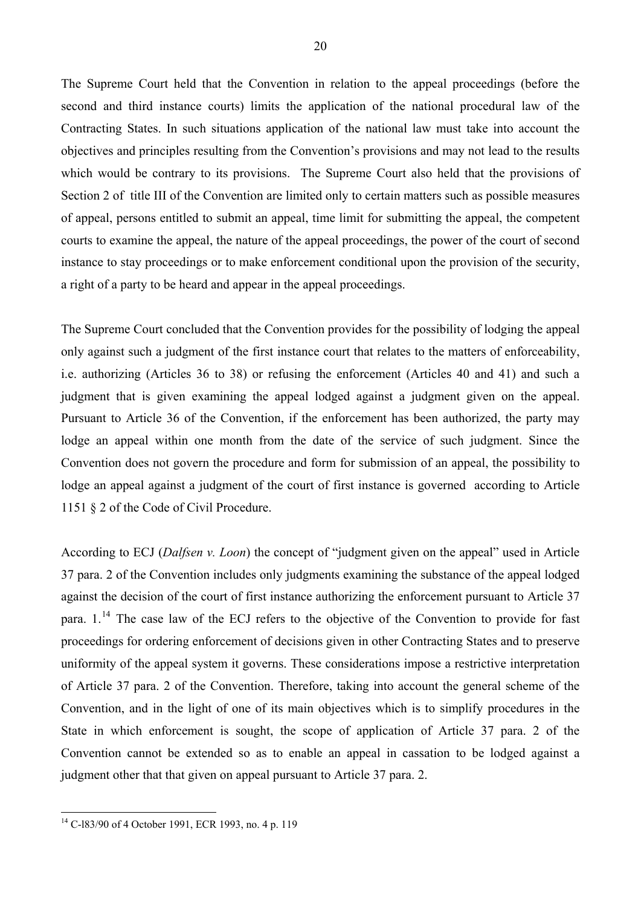The Supreme Court held that the Convention in relation to the appeal proceedings (before the second and third instance courts) limits the application of the national procedural law of the Contracting States. In such situations application of the national law must take into account the objectives and principles resulting from the Convention's provisions and may not lead to the results which would be contrary to its provisions. The Supreme Court also held that the provisions of Section 2 of title III of the Convention are limited only to certain matters such as possible measures of appeal, persons entitled to submit an appeal, time limit for submitting the appeal, the competent courts to examine the appeal, the nature of the appeal proceedings, the power of the court of second instance to stay proceedings or to make enforcement conditional upon the provision of the security, a right of a party to be heard and appear in the appeal proceedings.

The Supreme Court concluded that the Convention provides for the possibility of lodging the appeal only against such a judgment of the first instance court that relates to the matters of enforceability, i.e. authorizing (Articles 36 to 38) or refusing the enforcement (Articles 40 and 41) and such a judgment that is given examining the appeal lodged against a judgment given on the appeal. Pursuant to Article 36 of the Convention, if the enforcement has been authorized, the party may lodge an appeal within one month from the date of the service of such judgment. Since the Convention does not govern the procedure and form for submission of an appeal, the possibility to lodge an appeal against a judgment of the court of first instance is governed according to Article 1151 § 2 of the Code of Civil Procedure.

According to ECJ (*Dalfsen v. Loon*) the concept of "judgment given on the appeal" used in Article 37 para. 2 of the Convention includes only judgments examining the substance of the appeal lodged against the decision of the court of first instance authorizing the enforcement pursuant to Article 37 para. 1.[14] The case law of the ECJ refers to the objective of the Convention to provide for fast proceedings for ordering enforcement of decisions given in other Contracting States and to preserve uniformity of the appeal system it governs. These considerations impose a restrictive interpretation of Article 37 para. 2 of the Convention. Therefore, taking into account the general scheme of the Convention, and in the light of one of its main objectives which is to simplify procedures in the State in which enforcement is sought, the scope of application of Article 37 para. 2 of the Convention cannot be extended so as to enable an appeal in cassation to be lodged against a judgment other that that given on appeal pursuant to Article 37 para. 2.

---

[14] C-l83/90 of 4 October 1991, ECR 1993, no. 4 p. 119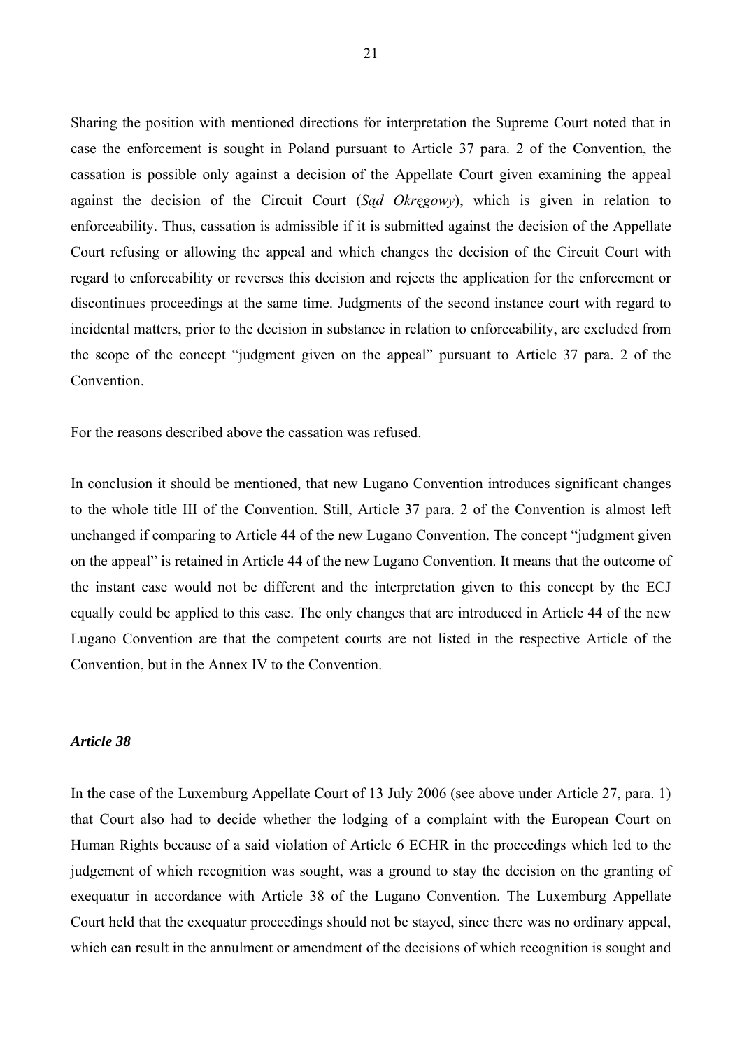Sharing the position with mentioned directions for interpretation the Supreme Court noted that in case the enforcement is sought in Poland pursuant to Article 37 para. 2 of the Convention, the cassation is possible only against a decision of the Appellate Court given examining the appeal against the decision of the Circuit Court (*Sąd Okręgowy*), which is given in relation to enforceability. Thus, cassation is admissible if it is submitted against the decision of the Appellate Court refusing or allowing the appeal and which changes the decision of the Circuit Court with regard to enforceability or reverses this decision and rejects the application for the enforcement or discontinues proceedings at the same time. Judgments of the second instance court with regard to incidental matters, prior to the decision in substance in relation to enforceability, are excluded from the scope of the concept "judgment given on the appeal" pursuant to Article 37 para. 2 of the Convention.

For the reasons described above the cassation was refused.

In conclusion it should be mentioned, that new Lugano Convention introduces significant changes to the whole title III of the Convention. Still, Article 37 para. 2 of the Convention is almost left unchanged if comparing to Article 44 of the new Lugano Convention. The concept "judgment given on the appeal" is retained in Article 44 of the new Lugano Convention. It means that the outcome of the instant case would not be different and the interpretation given to this concept by the ECJ equally could be applied to this case. The only changes that are introduced in Article 44 of the new Lugano Convention are that the competent courts are not listed in the respective Article of the Convention, but in the Annex IV to the Convention.

### *Article 38*

In the case of the Luxemburg Appellate Court of 13 July 2006 (see above under Article 27, para. 1) that Court also had to decide whether the lodging of a complaint with the European Court on Human Rights because of a said violation of Article 6 ECHR in the proceedings which led to the judgement of which recognition was sought, was a ground to stay the decision on the granting of exequatur in accordance with Article 38 of the Lugano Convention. The Luxemburg Appellate Court held that the exequatur proceedings should not be stayed, since there was no ordinary appeal, which can result in the annulment or amendment of the decisions of which recognition is sought and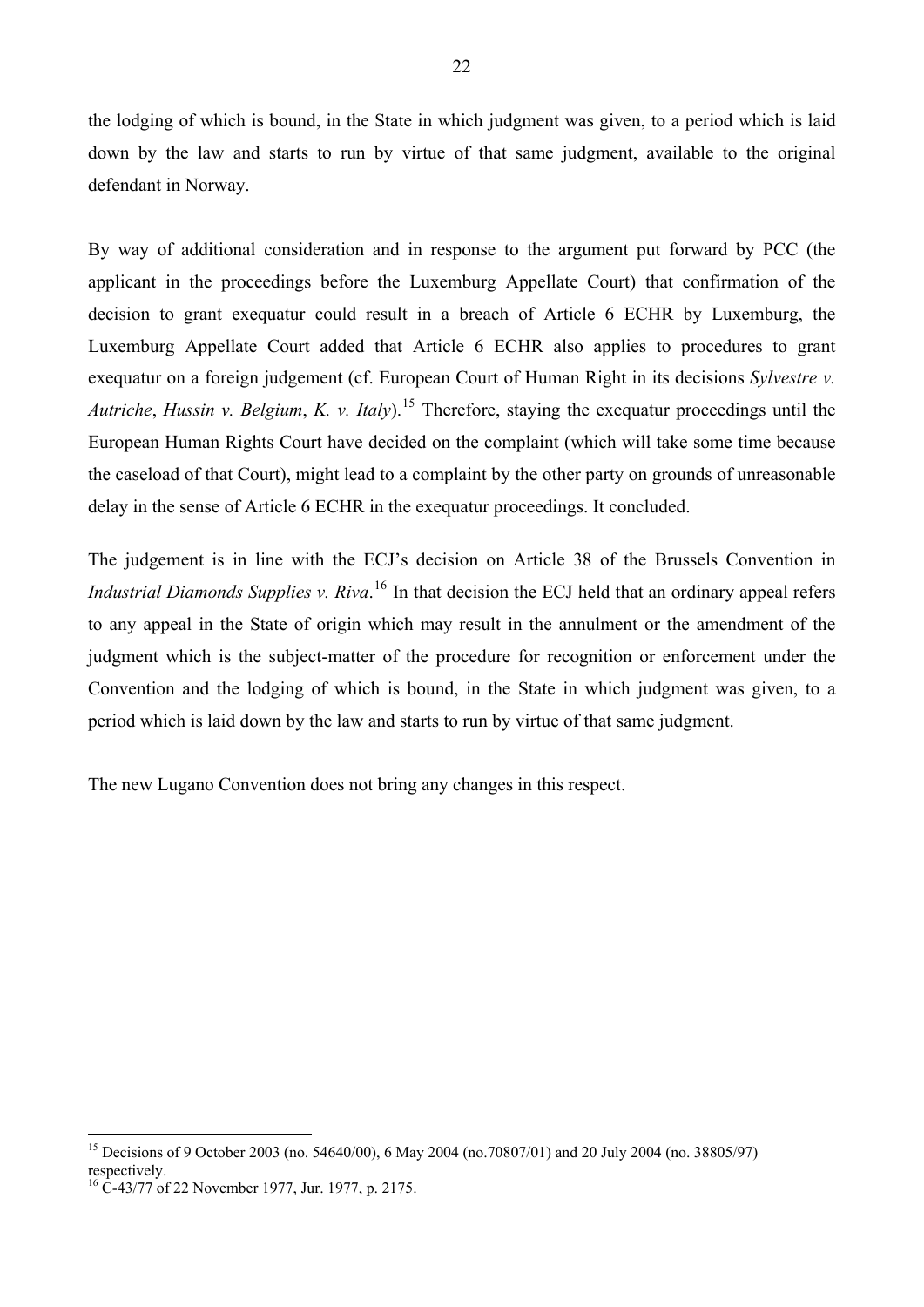the lodging of which is bound, in the State in which judgment was given, to a period which is laid down by the law and starts to run by virtue of that same judgment, available to the original defendant in Norway.

By way of additional consideration and in response to the argument put forward by PCC (the applicant in the proceedings before the Luxemburg Appellate Court) that confirmation of the decision to grant exequatur could result in a breach of Article 6 ECHR by Luxemburg, the Luxemburg Appellate Court added that Article 6 ECHR also applies to procedures to grant exequatur on a foreign judgement (cf. European Court of Human Right in its decisions *Sylvestre v. Autriche*, *Hussin v. Belgium*, *K. v. Italy*).[15] Therefore, staying the exequatur proceedings until the European Human Rights Court have decided on the complaint (which will take some time because the caseload of that Court), might lead to a complaint by the other party on grounds of unreasonable delay in the sense of Article 6 ECHR in the exequatur proceedings. It concluded.

The judgement is in line with the ECJ's decision on Article 38 of the Brussels Convention in *Industrial Diamonds Supplies v. Riva*.[16] In that decision the ECJ held that an ordinary appeal refers to any appeal in the State of origin which may result in the annulment or the amendment of the judgment which is the subject-matter of the procedure for recognition or enforcement under the Convention and the lodging of which is bound, in the State in which judgment was given, to a period which is laid down by the law and starts to run by virtue of that same judgment.

The new Lugano Convention does not bring any changes in this respect.

---

[15] Decisions of 9 October 2003 (no. 54640/00), 6 May 2004 (no.70807/01) and 20 July 2004 (no. 38805/97) respectively.

[16] C-43/77 of 22 November 1977, Jur. 1977, p. 2175.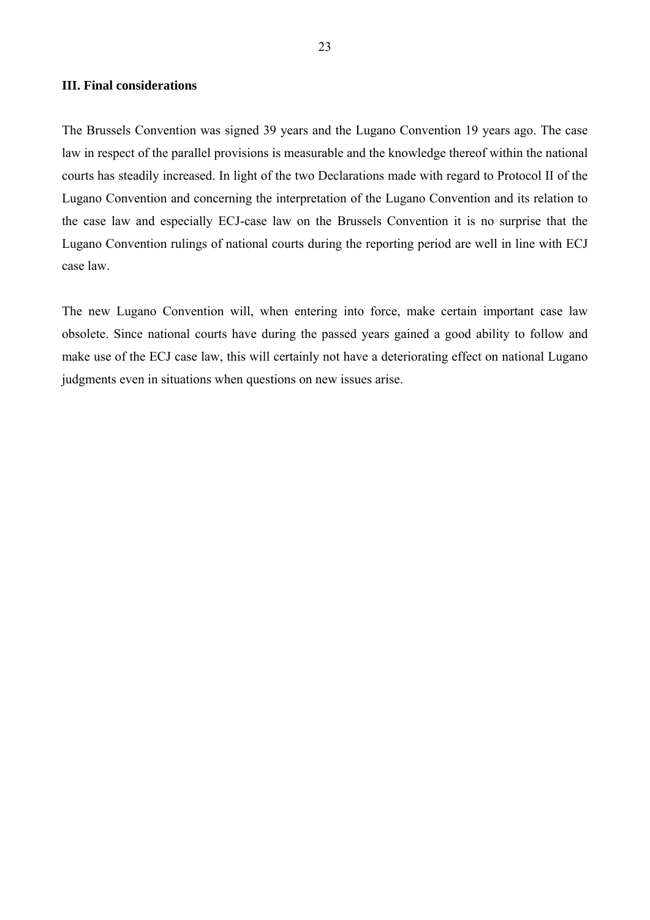## III. Final considerations

The Brussels Convention was signed 39 years and the Lugano Convention 19 years ago. The case law in respect of the parallel provisions is measurable and the knowledge thereof within the national courts has steadily increased. In light of the two Declarations made with regard to Protocol II of the Lugano Convention and concerning the interpretation of the Lugano Convention and its relation to the case law and especially ECJ-case law on the Brussels Convention it is no surprise that the Lugano Convention rulings of national courts during the reporting period are well in line with ECJ case law.

The new Lugano Convention will, when entering into force, make certain important case law obsolete. Since national courts have during the passed years gained a good ability to follow and make use of the ECJ case law, this will certainly not have a deteriorating effect on national Lugano judgments even in situations when questions on new issues arise.